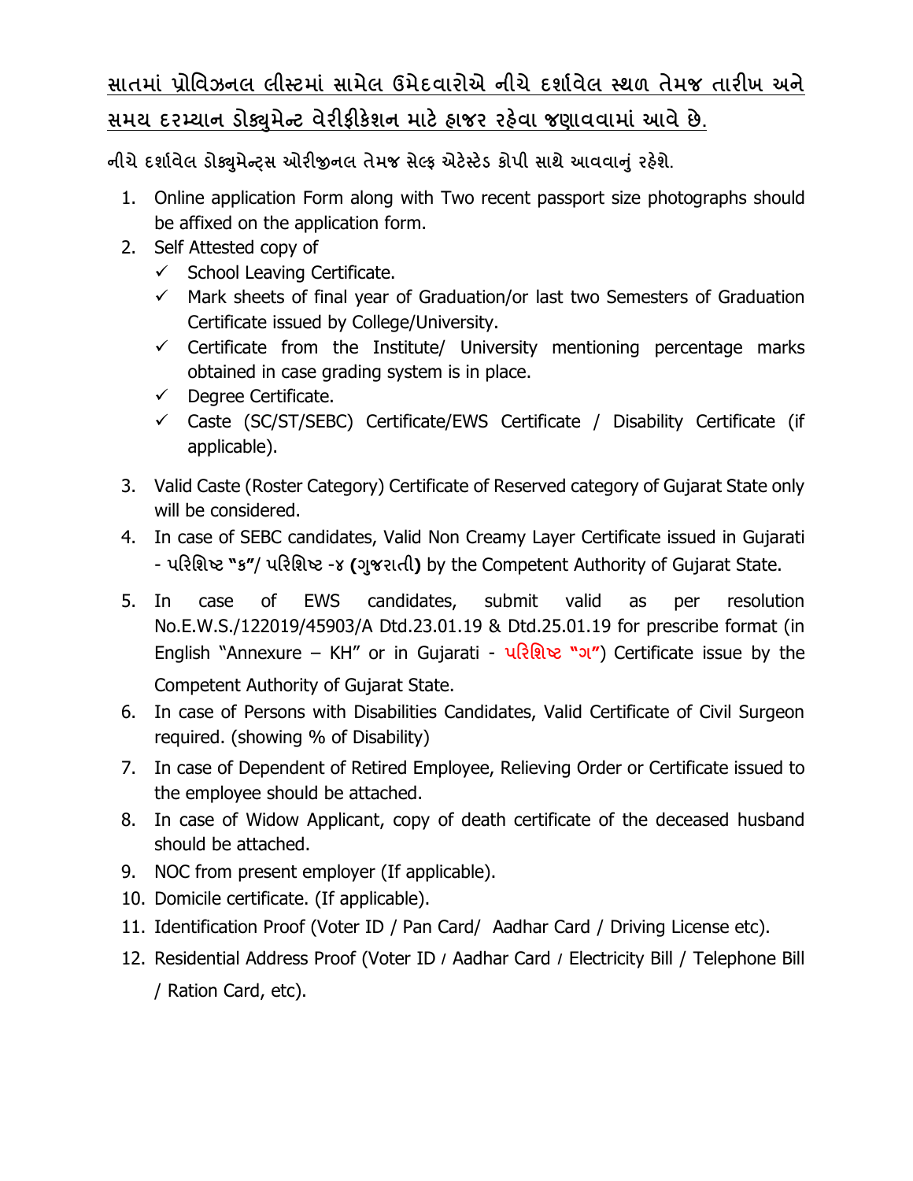**<u>સાતમાં પ્રોવિઝનલ લીસ્ટમાં સામેલ ઉમેદવારોએ નીચે દર્શાવેલ સ્થળ તેમજ તારીખ અને સમય દરમ્યાન ડોક્યુમેન્ટ વેરીફીકેશન માટે હાજર રહેવા જણાવવામાં આવે છે.</u>**

**નીચે દર્શાવેલ ડોક્યુમેન્ટ્સ ઓરીજીનલ તેમજ સેલ્ફ એટેસ્ટેડ કોપી સાથે આવવાનું રહેશે.**

1. Online application Form along with Two recent passport size photographs should be affixed on the application form.
2. Self Attested copy of
   - ✓ School Leaving Certificate.
   - ✓ Mark sheets of final year of Graduation/or last two Semesters of Graduation Certificate issued by College/University.
   - ✓ Certificate from the Institute/ University mentioning percentage marks obtained in case grading system is in place.
   - ✓ Degree Certificate.
   - ✓ Caste (SC/ST/SEBC) Certificate/EWS Certificate / Disability Certificate (if applicable).
3. Valid Caste (Roster Category) Certificate of Reserved category of Gujarat State only will be considered.
4. In case of SEBC candidates, Valid Non Creamy Layer Certificate issued in Gujarati - **પરિશિષ્ટ "ક"/ પરિશિષ્ટ -૪ (ગુજરાતી)** by the Competent Authority of Gujarat State.
5. In case of EWS candidates, submit valid as per resolution No.E.W.S./122019/45903/A Dtd.23.01.19 & Dtd.25.01.19 for prescribe format (in English "Annexure – KH" or in Gujarati - **પરિશિષ્ટ "ગ"**) Certificate issue by the Competent Authority of Gujarat State.
6. In case of Persons with Disabilities Candidates, Valid Certificate of Civil Surgeon required. (showing % of Disability)
7. In case of Dependent of Retired Employee, Relieving Order or Certificate issued to the employee should be attached.
8. In case of Widow Applicant, copy of death certificate of the deceased husband should be attached.
9. NOC from present employer (If applicable).
10. Domicile certificate. (If applicable).
11. Identification Proof (Voter ID / Pan Card/ Aadhar Card / Driving License etc).
12. Residential Address Proof (Voter ID / Aadhar Card / Electricity Bill / Telephone Bill / Ration Card, etc).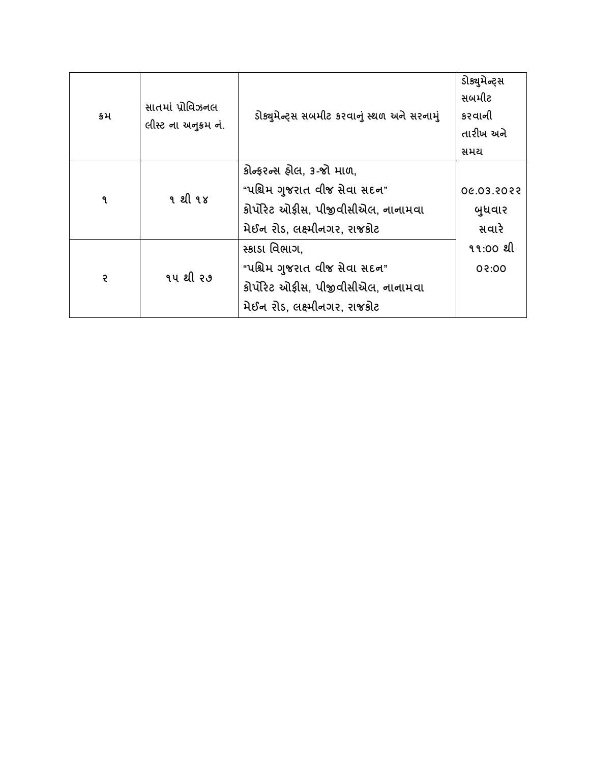| ક્રમ | સાતમાં પ્રોવિઝનલ લીસ્ટ ના અનુક્રમ નં. | ડોક્યુમેન્ટ્સ સબમીટ કરવાનું સ્થળ અને સરનામું | ડોક્યુમેન્ટ્સ સબમીટ કરવાની તારીખ અને સમય |
|---|---|---|---|
| ૧ | ૧ થી ૧૪ | કોન્ફરન્સ હોલ, ૩-જો માળ,<br>"પશ્ચિમ ગુજરાત વીજ સેવા સદન"<br>કોર્પોરેટ ઓફીસ, પીજીવીસીએલ, નાનામવા મેઈન રોડ, લક્ષ્મીનગર, રાજકોટ | ૦૯.૦૩.૨૦૨૨<br>બુધવાર<br>સવારે<br>૧૧:૦૦ થી<br>૦૨:૦૦ |
| ૨ | ૧૫ થી ૨૭ | સ્કાડા વિભાગ,<br>"પશ્ચિમ ગુજરાત વીજ સેવા સદન"<br>કોર્પોરેટ ઓફીસ, પીજીવીસીએલ, નાનામવા મેઈન રોડ, લક્ષ્મીનગર, રાજકોટ | |